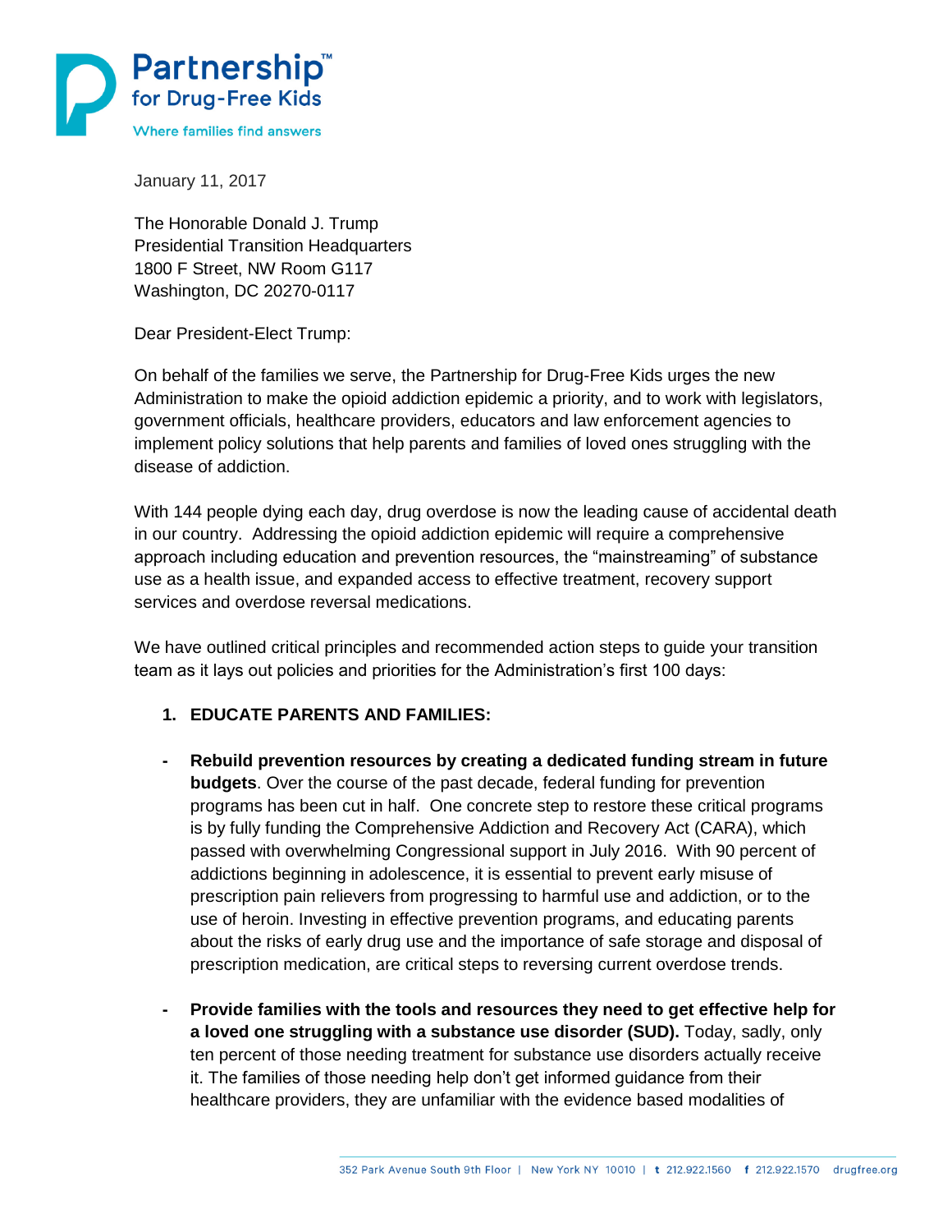**Partnership™ for Drug-Free Kids**
Where families find answers

January 11, 2017

The Honorable Donald J. Trump
Presidential Transition Headquarters
1800 F Street, NW Room G117
Washington, DC 20270-0117

Dear President-Elect Trump:

On behalf of the families we serve, the Partnership for Drug-Free Kids urges the new Administration to make the opioid addiction epidemic a priority, and to work with legislators, government officials, healthcare providers, educators and law enforcement agencies to implement policy solutions that help parents and families of loved ones struggling with the disease of addiction.

With 144 people dying each day, drug overdose is now the leading cause of accidental death in our country. Addressing the opioid addiction epidemic will require a comprehensive approach including education and prevention resources, the "mainstreaming" of substance use as a health issue, and expanded access to effective treatment, recovery support services and overdose reversal medications.

We have outlined critical principles and recommended action steps to guide your transition team as it lays out policies and priorities for the Administration's first 100 days:

1. **EDUCATE PARENTS AND FAMILIES:**

- **Rebuild prevention resources by creating a dedicated funding stream in future budgets**. Over the course of the past decade, federal funding for prevention programs has been cut in half. One concrete step to restore these critical programs is by fully funding the Comprehensive Addiction and Recovery Act (CARA), which passed with overwhelming Congressional support in July 2016. With 90 percent of addictions beginning in adolescence, it is essential to prevent early misuse of prescription pain relievers from progressing to harmful use and addiction, or to the use of heroin. Investing in effective prevention programs, and educating parents about the risks of early drug use and the importance of safe storage and disposal of prescription medication, are critical steps to reversing current overdose trends.

- **Provide families with the tools and resources they need to get effective help for a loved one struggling with a substance use disorder (SUD).** Today, sadly, only ten percent of those needing treatment for substance use disorders actually receive it. The families of those needing help don't get informed guidance from their healthcare providers, they are unfamiliar with the evidence based modalities of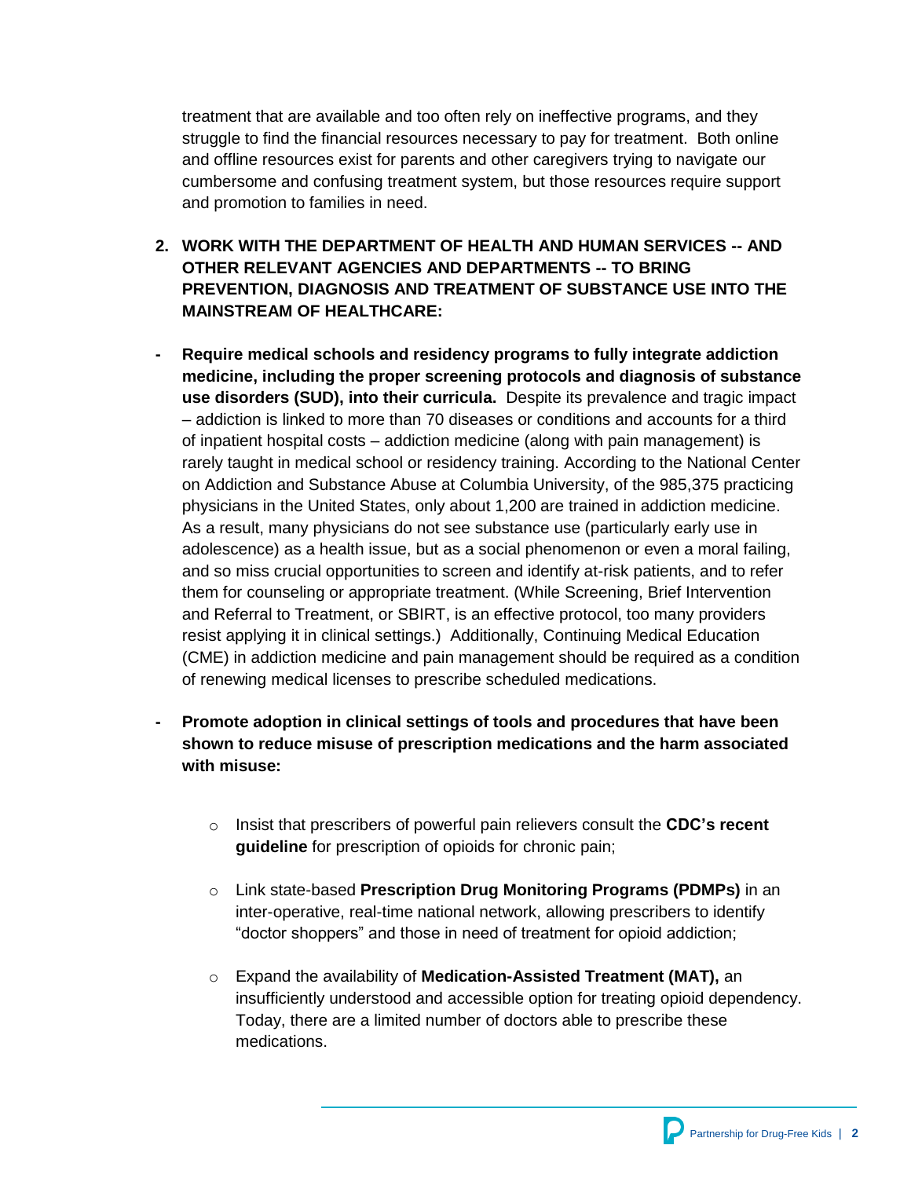treatment that are available and too often rely on ineffective programs, and they struggle to find the financial resources necessary to pay for treatment. Both online and offline resources exist for parents and other caregivers trying to navigate our cumbersome and confusing treatment system, but those resources require support and promotion to families in need.

2. **WORK WITH THE DEPARTMENT OF HEALTH AND HUMAN SERVICES -- AND OTHER RELEVANT AGENCIES AND DEPARTMENTS -- TO BRING PREVENTION, DIAGNOSIS AND TREATMENT OF SUBSTANCE USE INTO THE MAINSTREAM OF HEALTHCARE:**

- **Require medical schools and residency programs to fully integrate addiction medicine, including the proper screening protocols and diagnosis of substance use disorders (SUD), into their curricula.** Despite its prevalence and tragic impact – addiction is linked to more than 70 diseases or conditions and accounts for a third of inpatient hospital costs – addiction medicine (along with pain management) is rarely taught in medical school or residency training. According to the National Center on Addiction and Substance Abuse at Columbia University, of the 985,375 practicing physicians in the United States, only about 1,200 are trained in addiction medicine. As a result, many physicians do not see substance use (particularly early use in adolescence) as a health issue, but as a social phenomenon or even a moral failing, and so miss crucial opportunities to screen and identify at-risk patients, and to refer them for counseling or appropriate treatment. (While Screening, Brief Intervention and Referral to Treatment, or SBIRT, is an effective protocol, too many providers resist applying it in clinical settings.) Additionally, Continuing Medical Education (CME) in addiction medicine and pain management should be required as a condition of renewing medical licenses to prescribe scheduled medications.

- **Promote adoption in clinical settings of tools and procedures that have been shown to reduce misuse of prescription medications and the harm associated with misuse:**

  - Insist that prescribers of powerful pain relievers consult the **CDC's recent guideline** for prescription of opioids for chronic pain;

  - Link state-based **Prescription Drug Monitoring Programs (PDMPs)** in an inter-operative, real-time national network, allowing prescribers to identify "doctor shoppers" and those in need of treatment for opioid addiction;

  - Expand the availability of **Medication-Assisted Treatment (MAT),** an insufficiently understood and accessible option for treating opioid dependency. Today, there are a limited number of doctors able to prescribe these medications.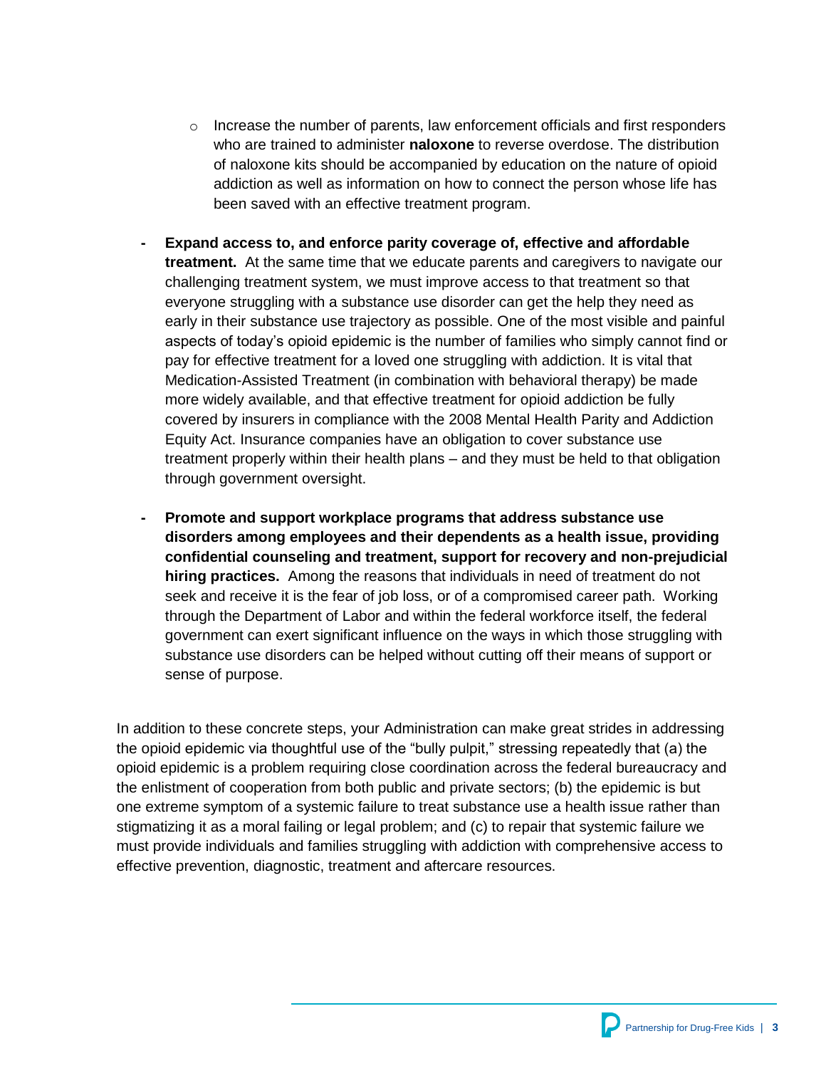- Increase the number of parents, law enforcement officials and first responders who are trained to administer **naloxone** to reverse overdose. The distribution of naloxone kits should be accompanied by education on the nature of opioid addiction as well as information on how to connect the person whose life has been saved with an effective treatment program.

- **Expand access to, and enforce parity coverage of, effective and affordable treatment.** At the same time that we educate parents and caregivers to navigate our challenging treatment system, we must improve access to that treatment so that everyone struggling with a substance use disorder can get the help they need as early in their substance use trajectory as possible. One of the most visible and painful aspects of today's opioid epidemic is the number of families who simply cannot find or pay for effective treatment for a loved one struggling with addiction. It is vital that Medication-Assisted Treatment (in combination with behavioral therapy) be made more widely available, and that effective treatment for opioid addiction be fully covered by insurers in compliance with the 2008 Mental Health Parity and Addiction Equity Act. Insurance companies have an obligation to cover substance use treatment properly within their health plans – and they must be held to that obligation through government oversight.

- **Promote and support workplace programs that address substance use disorders among employees and their dependents as a health issue, providing confidential counseling and treatment, support for recovery and non-prejudicial hiring practices.** Among the reasons that individuals in need of treatment do not seek and receive it is the fear of job loss, or of a compromised career path. Working through the Department of Labor and within the federal workforce itself, the federal government can exert significant influence on the ways in which those struggling with substance use disorders can be helped without cutting off their means of support or sense of purpose.

In addition to these concrete steps, your Administration can make great strides in addressing the opioid epidemic via thoughtful use of the "bully pulpit," stressing repeatedly that (a) the opioid epidemic is a problem requiring close coordination across the federal bureaucracy and the enlistment of cooperation from both public and private sectors; (b) the epidemic is but one extreme symptom of a systemic failure to treat substance use a health issue rather than stigmatizing it as a moral failing or legal problem; and (c) to repair that systemic failure we must provide individuals and families struggling with addiction with comprehensive access to effective prevention, diagnostic, treatment and aftercare resources.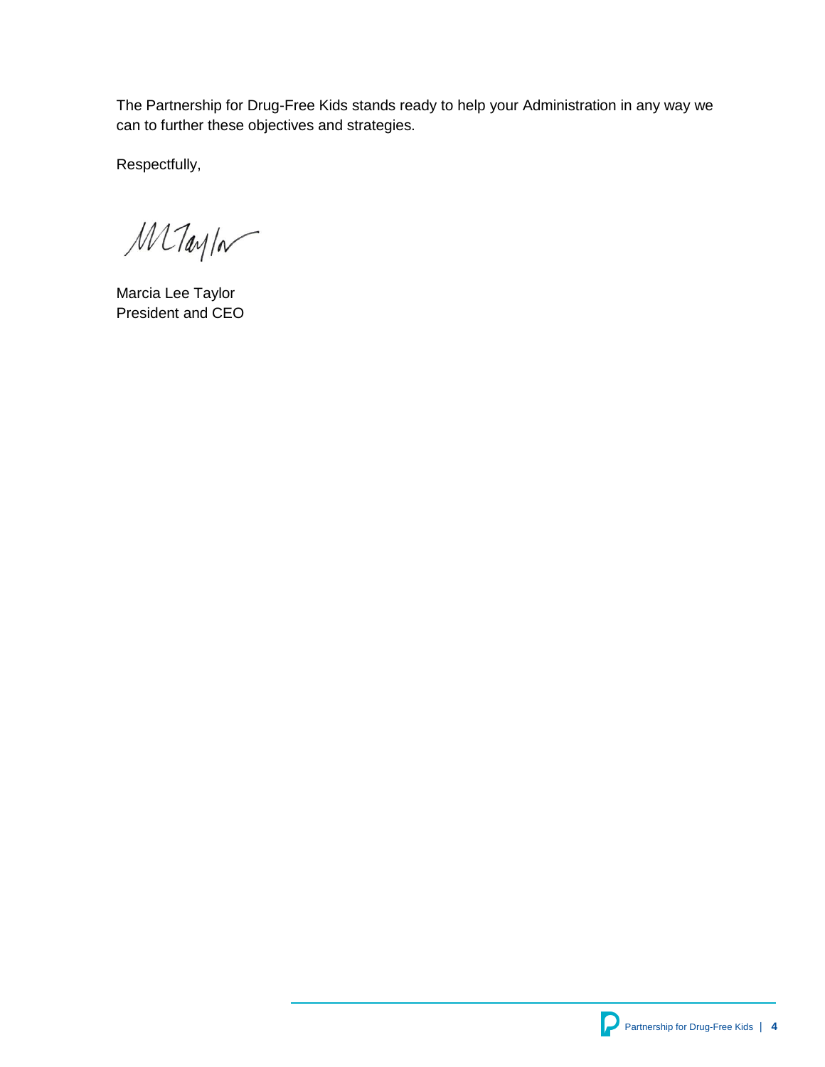The Partnership for Drug-Free Kids stands ready to help your Administration in any way we can to further these objectives and strategies.

Respectfully,

Marcia Lee Taylor
President and CEO